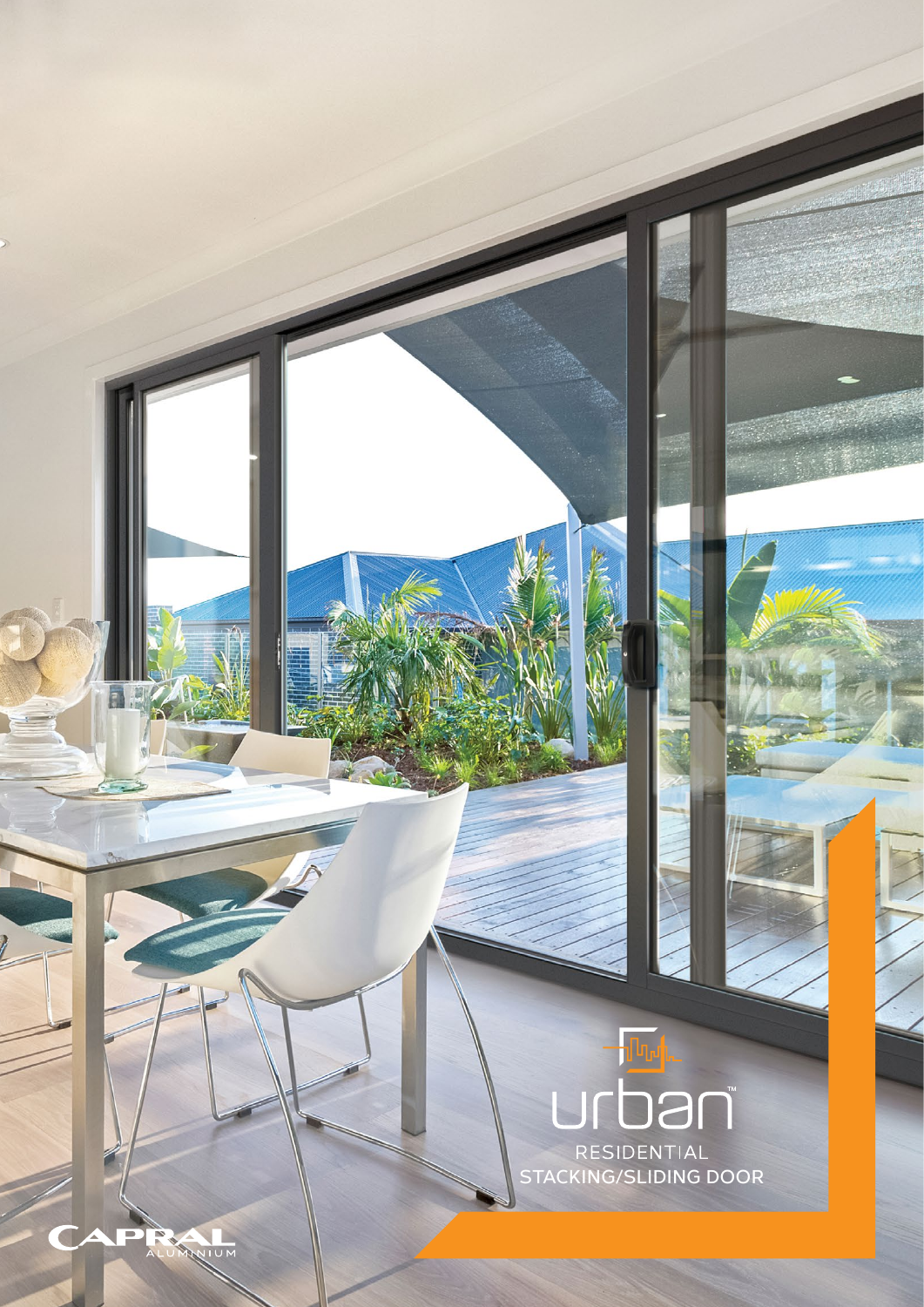# urban™

RESIDENTIAL
STACKING/SLIDING DOOR

CAPRAL ALUMINIUM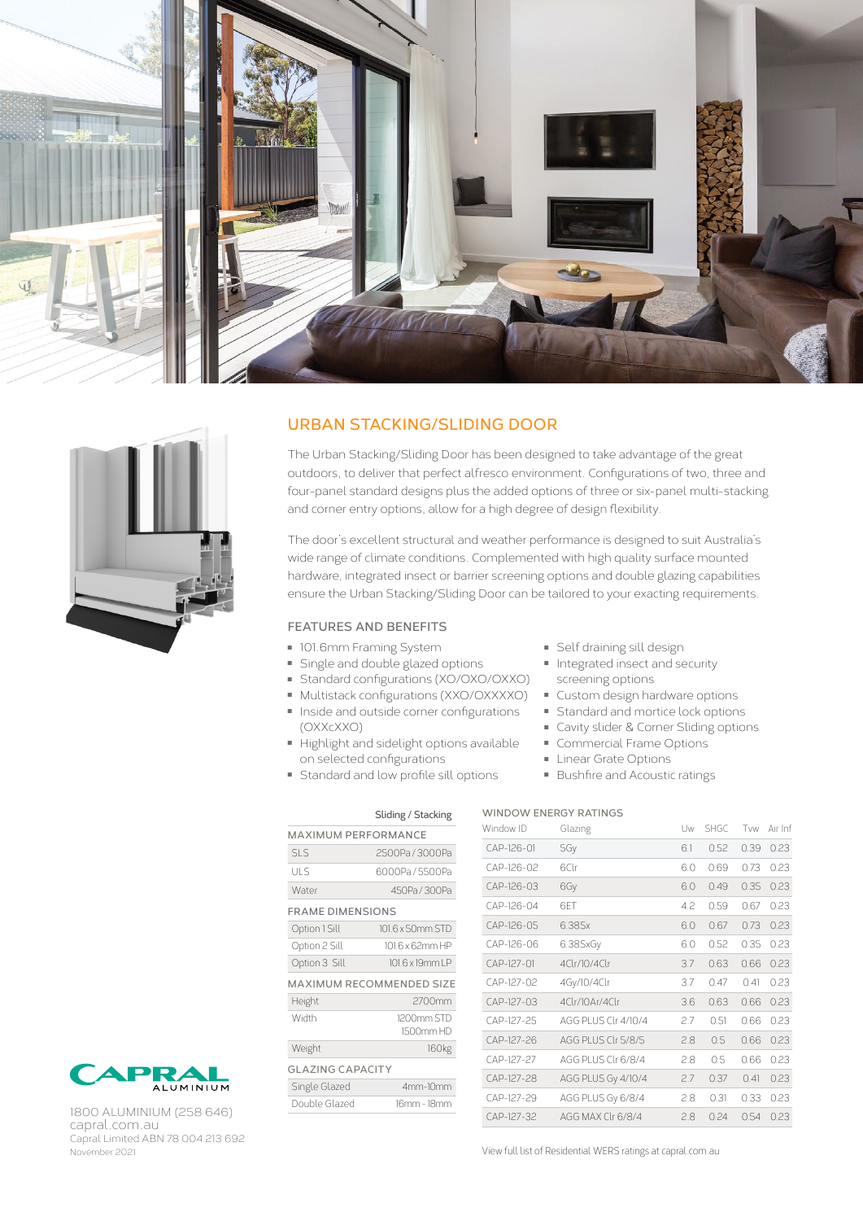## URBAN STACKING/SLIDING DOOR

The Urban Stacking/Sliding Door has been designed to take advantage of the great outdoors, to deliver that perfect alfresco environment. Configurations of two, three and four-panel standard designs plus the added options of three or six-panel multi-stacking and corner entry options, allow for a high degree of design flexibility.

The door's excellent structural and weather performance is designed to suit Australia's wide range of climate conditions. Complemented with high quality surface mounted hardware, integrated insect or barrier screening options and double glazing capabilities ensure the Urban Stacking/Sliding Door can be tailored to your exacting requirements.

### FEATURES AND BENEFITS

- 101.6mm Framing System
- Single and double glazed options
- Standard configurations (XO/OXO/OXXO)
- Multistack configurations (XXO/OXXXXO)
- Inside and outside corner configurations (OXXcXXO)
- Highlight and sidelight options available on selected configurations
- Standard and low profile sill options
- Self draining sill design
- Integrated insect and security screening options
- Custom design hardware options
- Standard and mortice lock options
- Cavity slider & Corner Sliding options
- Commercial Frame Options
- Linear Grate Options
- Bushfire and Acoustic ratings

| | Sliding / Stacking |
|---|---|
| **MAXIMUM PERFORMANCE** | |
| SLS | 2500Pa / 3000Pa |
| ULS | 6000Pa / 5500Pa |
| Water | 450Pa / 300Pa |
| **FRAME DIMENSIONS** | |
| Option 1 Sill | 101.6 x 50mm STD |
| Option 2 Sill | 101.6 x 62mm HP |
| Option 3 Sill | 101.6 x 19mm LP |
| **MAXIMUM RECOMMENDED SIZE** | |
| Height | 2700mm |
| Width | 1200mm STD 1500mm HD |
| Weight | 160kg |
| **GLAZING CAPACITY** | |
| Single Glazed | 4mm-10mm |
| Double Glazed | 16mm - 18mm |

### WINDOW ENERGY RATINGS

| Window ID | Glazing | Uw | SHGC | Tvw | Air Inf |
|---|---|---|---|---|---|
| CAP-126-01 | 5Gy | 6.1 | 0.52 | 0.39 | 0.23 |
| CAP-126-02 | 6Clr | 6.0 | 0.69 | 0.73 | 0.23 |
| CAP-126-03 | 6Gy | 6.0 | 0.49 | 0.35 | 0.23 |
| CAP-126-04 | 6ET | 4.2 | 0.59 | 0.67 | 0.23 |
| CAP-126-05 | 6.38Sx | 6.0 | 0.67 | 0.73 | 0.23 |
| CAP-126-06 | 6.38SxGy | 6.0 | 0.52 | 0.35 | 0.23 |
| CAP-127-01 | 4Clr/10/4Clr | 3.7 | 0.63 | 0.66 | 0.23 |
| CAP-127-02 | 4Gy/10/4Clr | 3.7 | 0.47 | 0.41 | 0.23 |
| CAP-127-03 | 4Clr/10Ar/4Clr | 3.6 | 0.63 | 0.66 | 0.23 |
| CAP-127-25 | AGG PLUS Clr 4/10/4 | 2.7 | 0.51 | 0.66 | 0.23 |
| CAP-127-26 | AGG PLUS Clr 5/8/5 | 2.8 | 0.5 | 0.66 | 0.23 |
| CAP-127-27 | AGG PLUS Clr 6/8/4 | 2.8 | 0.5 | 0.66 | 0.23 |
| CAP-127-28 | AGG PLUS Gy 4/10/4 | 2.7 | 0.37 | 0.41 | 0.23 |
| CAP-127-29 | AGG PLUS Gy 6/8/4 | 2.8 | 0.31 | 0.33 | 0.23 |
| CAP-127-32 | AGG MAX Clr 6/8/4 | 2.8 | 0.24 | 0.54 | 0.23 |

View full list of Residential WERS ratings at capral.com.au

CAPRAL ALUMINIUM

1800 ALUMINIUM (258 646)
capral.com.au
Capral Limited ABN 78 004 213 692
November 2021